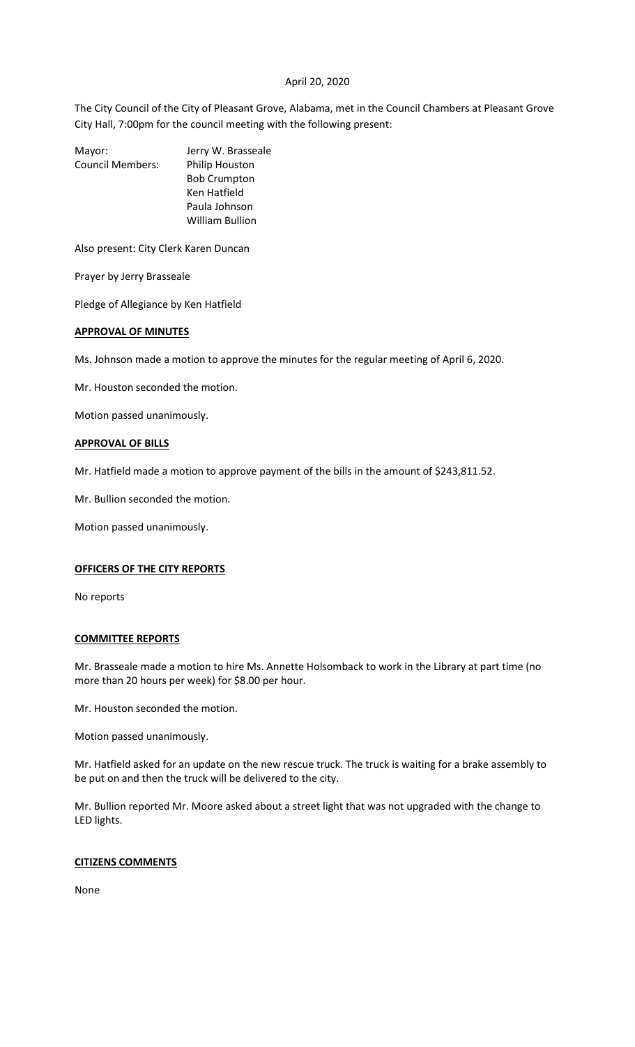April 20, 2020

The City Council of the City of Pleasant Grove, Alabama, met in the Council Chambers at Pleasant Grove City Hall, 7:00pm for the council meeting with the following present:

| | |
|---|---|
| Mayor: | Jerry W. Brasseale |
| Council Members: | Philip Houston |
| | Bob Crumpton |
| | Ken Hatfield |
| | Paula Johnson |
| | William Bullion |

Also present: City Clerk Karen Duncan

Prayer by Jerry Brasseale

Pledge of Allegiance by Ken Hatfield

**APPROVAL OF MINUTES**

Ms. Johnson made a motion to approve the minutes for the regular meeting of April 6, 2020.

Mr. Houston seconded the motion.

Motion passed unanimously.

**APPROVAL OF BILLS**

Mr. Hatfield made a motion to approve payment of the bills in the amount of $243,811.52.

Mr. Bullion seconded the motion.

Motion passed unanimously.

**OFFICERS OF THE CITY REPORTS**

No reports

**COMMITTEE REPORTS**

Mr. Brasseale made a motion to hire Ms. Annette Holsomback to work in the Library at part time (no more than 20 hours per week) for $8.00 per hour.

Mr. Houston seconded the motion.

Motion passed unanimously.

Mr. Hatfield asked for an update on the new rescue truck. The truck is waiting for a brake assembly to be put on and then the truck will be delivered to the city.

Mr. Bullion reported Mr. Moore asked about a street light that was not upgraded with the change to LED lights.

**CITIZENS COMMENTS**

None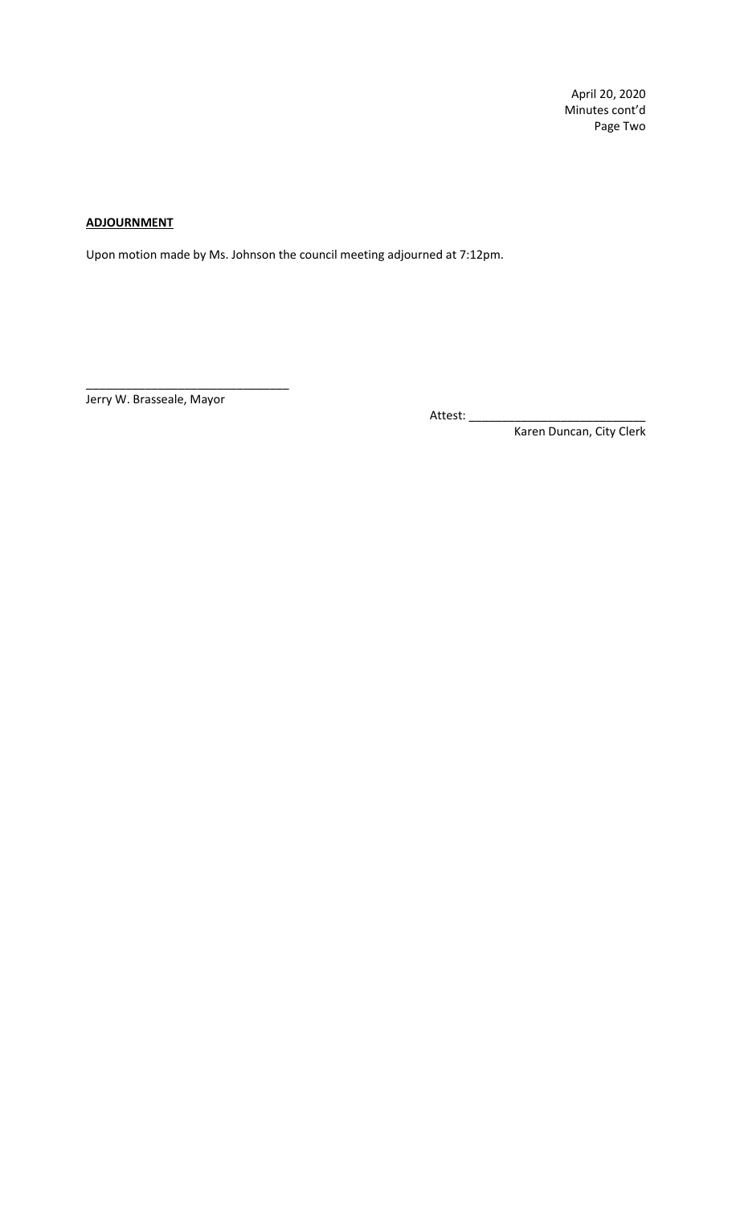**ADJOURNMENT**

Upon motion made by Ms. Johnson the council meeting adjourned at 7:12pm.

\_\_\_\_\_\_\_\_\_\_\_\_\_\_\_\_\_\_\_\_\_\_\_\_\_\_\_\_\_\_

Jerry W. Brasseale, Mayor

Attest: \_\_\_\_\_\_\_\_\_\_\_\_\_\_\_\_\_\_\_\_\_\_\_\_\_\_\_

Karen Duncan, City Clerk